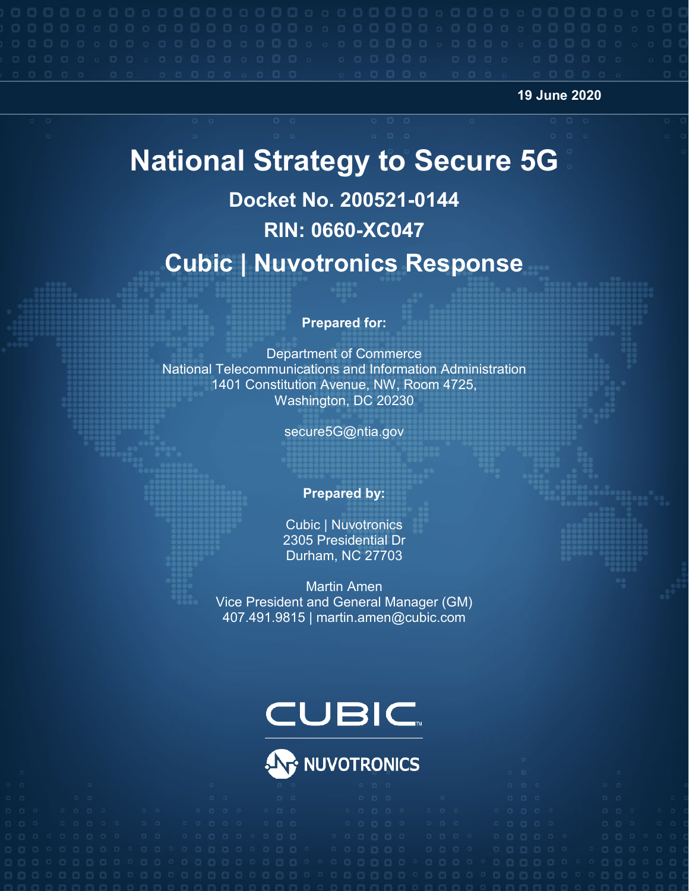19 June 2020

# National Strategy to Secure 5G

## Docket No. 200521-0144

## RIN: 0660-XC047

## Cubic | Nuvotronics Response

**Prepared for:**

Department of Commerce
National Telecommunications and Information Administration
1401 Constitution Avenue, NW, Room 4725,
Washington, DC 20230

secure5G@ntia.gov

**Prepared by:**

Cubic | Nuvotronics
2305 Presidential Dr
Durham, NC 27703

Martin Amen
Vice President and General Manager (GM)
407.491.9815 | martin.amen@cubic.com

CUBIC

NUVOTRONICS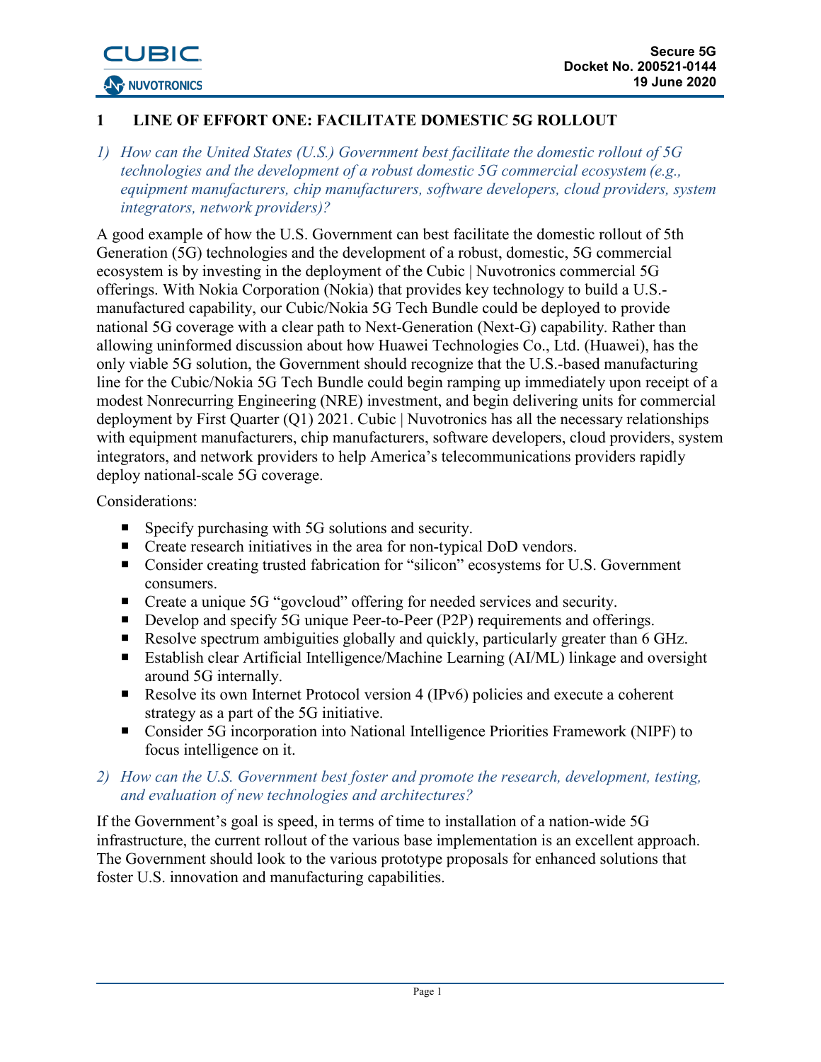# 1 LINE OF EFFORT ONE: FACILITATE DOMESTIC 5G ROLLOUT

*1) How can the United States (U.S.) Government best facilitate the domestic rollout of 5G technologies and the development of a robust domestic 5G commercial ecosystem (e.g., equipment manufacturers, chip manufacturers, software developers, cloud providers, system integrators, network providers)?*

A good example of how the U.S. Government can best facilitate the domestic rollout of 5th Generation (5G) technologies and the development of a robust, domestic, 5G commercial ecosystem is by investing in the deployment of the Cubic | Nuvotronics commercial 5G offerings. With Nokia Corporation (Nokia) that provides key technology to build a U.S.-manufactured capability, our Cubic/Nokia 5G Tech Bundle could be deployed to provide national 5G coverage with a clear path to Next-Generation (Next-G) capability. Rather than allowing uninformed discussion about how Huawei Technologies Co., Ltd. (Huawei), has the only viable 5G solution, the Government should recognize that the U.S.-based manufacturing line for the Cubic/Nokia 5G Tech Bundle could begin ramping up immediately upon receipt of a modest Nonrecurring Engineering (NRE) investment, and begin delivering units for commercial deployment by First Quarter (Q1) 2021. Cubic | Nuvotronics has all the necessary relationships with equipment manufacturers, chip manufacturers, software developers, cloud providers, system integrators, and network providers to help America's telecommunications providers rapidly deploy national-scale 5G coverage.

Considerations:

- Specify purchasing with 5G solutions and security.
- Create research initiatives in the area for non-typical DoD vendors.
- Consider creating trusted fabrication for "silicon" ecosystems for U.S. Government consumers.
- Create a unique 5G "govcloud" offering for needed services and security.
- Develop and specify 5G unique Peer-to-Peer (P2P) requirements and offerings.
- Resolve spectrum ambiguities globally and quickly, particularly greater than 6 GHz.
- Establish clear Artificial Intelligence/Machine Learning (AI/ML) linkage and oversight around 5G internally.
- Resolve its own Internet Protocol version 4 (IPv6) policies and execute a coherent strategy as a part of the 5G initiative.
- Consider 5G incorporation into National Intelligence Priorities Framework (NIPF) to focus intelligence on it.

*2) How can the U.S. Government best foster and promote the research, development, testing, and evaluation of new technologies and architectures?*

If the Government's goal is speed, in terms of time to installation of a nation-wide 5G infrastructure, the current rollout of the various base implementation is an excellent approach. The Government should look to the various prototype proposals for enhanced solutions that foster U.S. innovation and manufacturing capabilities.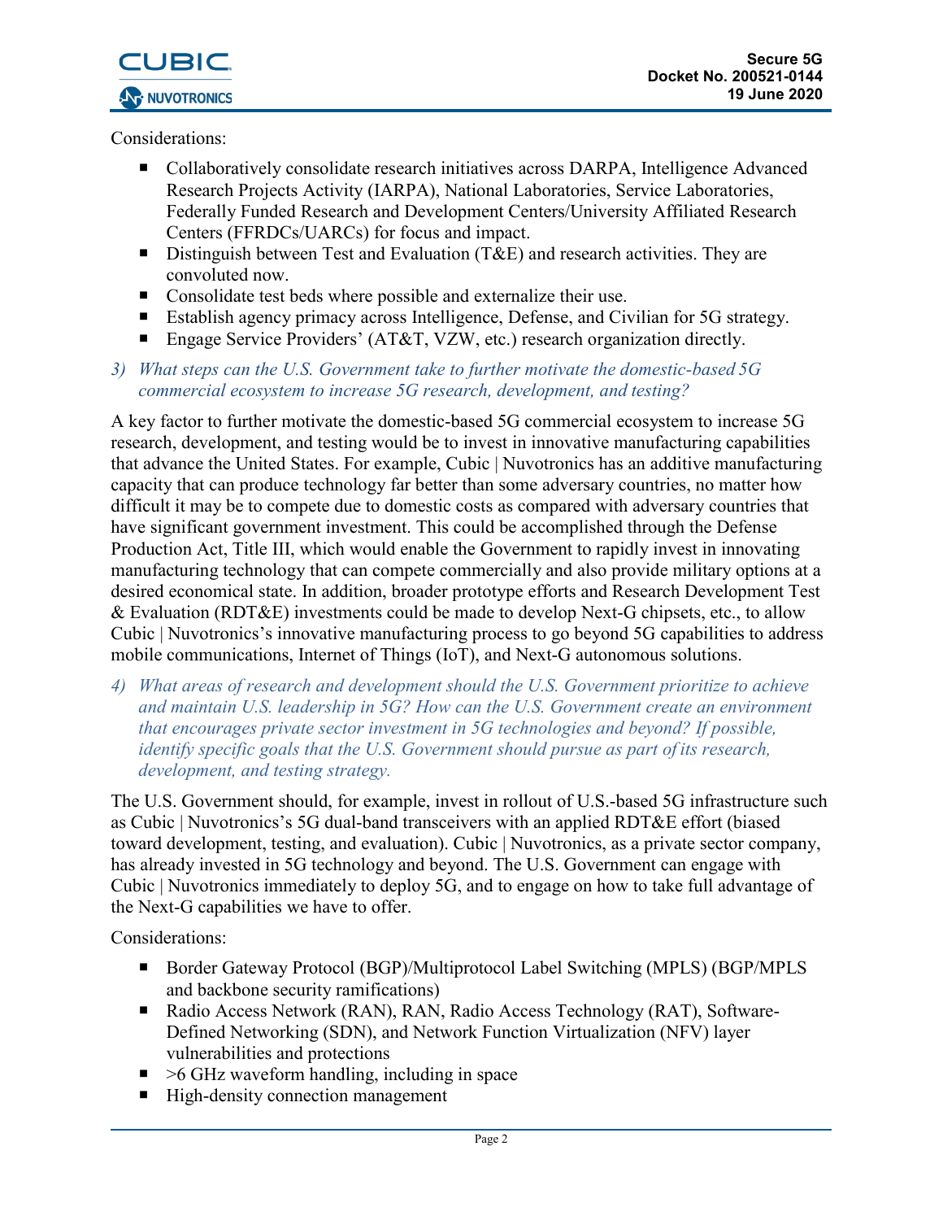Considerations:

- Collaboratively consolidate research initiatives across DARPA, Intelligence Advanced Research Projects Activity (IARPA), National Laboratories, Service Laboratories, Federally Funded Research and Development Centers/University Affiliated Research Centers (FFRDCs/UARCs) for focus and impact.
- Distinguish between Test and Evaluation (T&E) and research activities. They are convoluted now.
- Consolidate test beds where possible and externalize their use.
- Establish agency primacy across Intelligence, Defense, and Civilian for 5G strategy.
- Engage Service Providers' (AT&T, VZW, etc.) research organization directly.

*3) What steps can the U.S. Government take to further motivate the domestic-based 5G commercial ecosystem to increase 5G research, development, and testing?*

A key factor to further motivate the domestic-based 5G commercial ecosystem to increase 5G research, development, and testing would be to invest in innovative manufacturing capabilities that advance the United States. For example, Cubic | Nuvotronics has an additive manufacturing capacity that can produce technology far better than some adversary countries, no matter how difficult it may be to compete due to domestic costs as compared with adversary countries that have significant government investment. This could be accomplished through the Defense Production Act, Title III, which would enable the Government to rapidly invest in innovating manufacturing technology that can compete commercially and also provide military options at a desired economical state. In addition, broader prototype efforts and Research Development Test & Evaluation (RDT&E) investments could be made to develop Next-G chipsets, etc., to allow Cubic | Nuvotronics's innovative manufacturing process to go beyond 5G capabilities to address mobile communications, Internet of Things (IoT), and Next-G autonomous solutions.

*4) What areas of research and development should the U.S. Government prioritize to achieve and maintain U.S. leadership in 5G? How can the U.S. Government create an environment that encourages private sector investment in 5G technologies and beyond? If possible, identify specific goals that the U.S. Government should pursue as part of its research, development, and testing strategy.*

The U.S. Government should, for example, invest in rollout of U.S.-based 5G infrastructure such as Cubic | Nuvotronics's 5G dual-band transceivers with an applied RDT&E effort (biased toward development, testing, and evaluation). Cubic | Nuvotronics, as a private sector company, has already invested in 5G technology and beyond. The U.S. Government can engage with Cubic | Nuvotronics immediately to deploy 5G, and to engage on how to take full advantage of the Next-G capabilities we have to offer.

Considerations:

- Border Gateway Protocol (BGP)/Multiprotocol Label Switching (MPLS) (BGP/MPLS and backbone security ramifications)
- Radio Access Network (RAN), RAN, Radio Access Technology (RAT), Software-Defined Networking (SDN), and Network Function Virtualization (NFV) layer vulnerabilities and protections
- >6 GHz waveform handling, including in space
- High-density connection management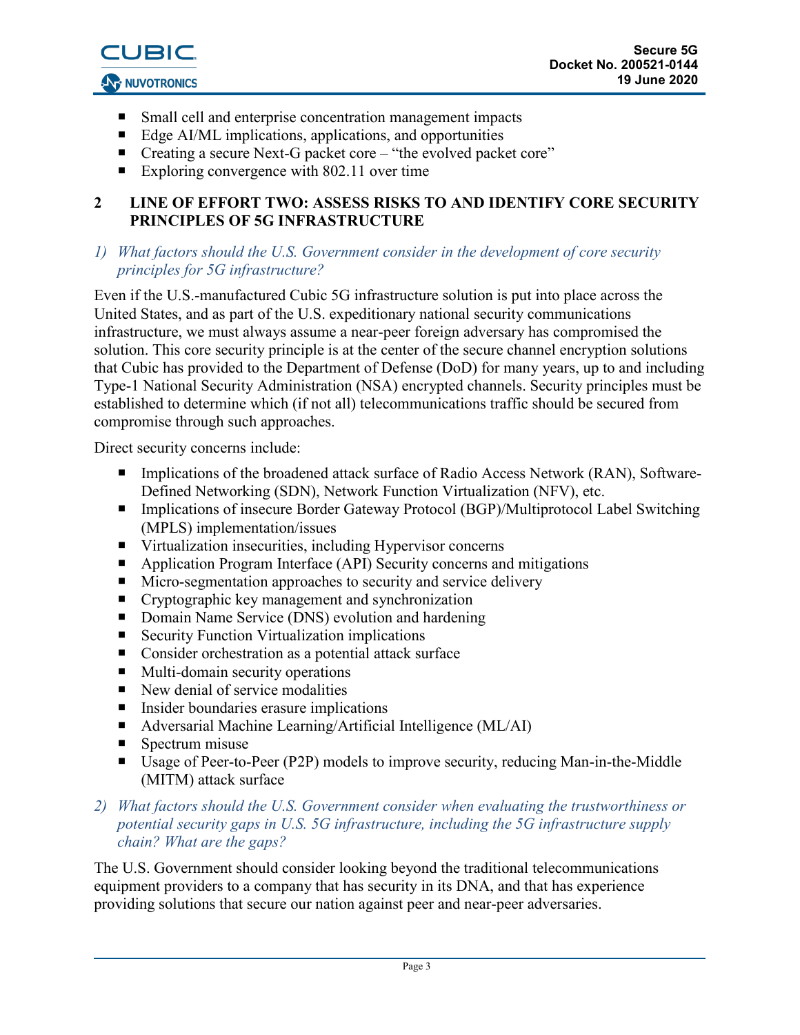- Small cell and enterprise concentration management impacts
- Edge AI/ML implications, applications, and opportunities
- Creating a secure Next-G packet core – "the evolved packet core"
- Exploring convergence with 802.11 over time

## 2 LINE OF EFFORT TWO: ASSESS RISKS TO AND IDENTIFY CORE SECURITY PRINCIPLES OF 5G INFRASTRUCTURE

*1) What factors should the U.S. Government consider in the development of core security principles for 5G infrastructure?*

Even if the U.S.-manufactured Cubic 5G infrastructure solution is put into place across the United States, and as part of the U.S. expeditionary national security communications infrastructure, we must always assume a near-peer foreign adversary has compromised the solution. This core security principle is at the center of the secure channel encryption solutions that Cubic has provided to the Department of Defense (DoD) for many years, up to and including Type-1 National Security Administration (NSA) encrypted channels. Security principles must be established to determine which (if not all) telecommunications traffic should be secured from compromise through such approaches.

Direct security concerns include:

- Implications of the broadened attack surface of Radio Access Network (RAN), Software-Defined Networking (SDN), Network Function Virtualization (NFV), etc.
- Implications of insecure Border Gateway Protocol (BGP)/Multiprotocol Label Switching (MPLS) implementation/issues
- Virtualization insecurities, including Hypervisor concerns
- Application Program Interface (API) Security concerns and mitigations
- Micro-segmentation approaches to security and service delivery
- Cryptographic key management and synchronization
- Domain Name Service (DNS) evolution and hardening
- Security Function Virtualization implications
- Consider orchestration as a potential attack surface
- Multi-domain security operations
- New denial of service modalities
- Insider boundaries erasure implications
- Adversarial Machine Learning/Artificial Intelligence (ML/AI)
- Spectrum misuse
- Usage of Peer-to-Peer (P2P) models to improve security, reducing Man-in-the-Middle (MITM) attack surface

*2) What factors should the U.S. Government consider when evaluating the trustworthiness or potential security gaps in U.S. 5G infrastructure, including the 5G infrastructure supply chain? What are the gaps?*

The U.S. Government should consider looking beyond the traditional telecommunications equipment providers to a company that has security in its DNA, and that has experience providing solutions that secure our nation against peer and near-peer adversaries.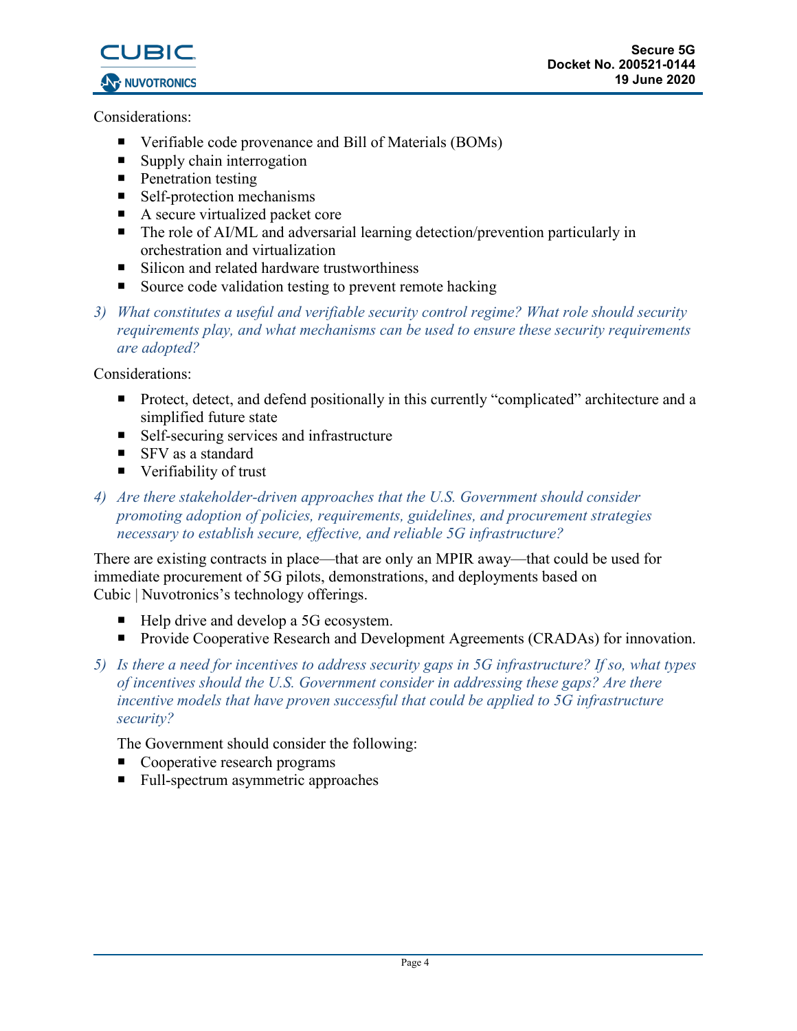Considerations:

- Verifiable code provenance and Bill of Materials (BOMs)
- Supply chain interrogation
- Penetration testing
- Self-protection mechanisms
- A secure virtualized packet core
- The role of AI/ML and adversarial learning detection/prevention particularly in orchestration and virtualization
- Silicon and related hardware trustworthiness
- Source code validation testing to prevent remote hacking

*3) What constitutes a useful and verifiable security control regime? What role should security requirements play, and what mechanisms can be used to ensure these security requirements are adopted?*

Considerations:

- Protect, detect, and defend positionally in this currently "complicated" architecture and a simplified future state
- Self-securing services and infrastructure
- SFV as a standard
- Verifiability of trust

*4) Are there stakeholder-driven approaches that the U.S. Government should consider promoting adoption of policies, requirements, guidelines, and procurement strategies necessary to establish secure, effective, and reliable 5G infrastructure?*

There are existing contracts in place—that are only an MPIR away—that could be used for immediate procurement of 5G pilots, demonstrations, and deployments based on Cubic | Nuvotronics's technology offerings.

- Help drive and develop a 5G ecosystem.
- Provide Cooperative Research and Development Agreements (CRADAs) for innovation.

*5) Is there a need for incentives to address security gaps in 5G infrastructure? If so, what types of incentives should the U.S. Government consider in addressing these gaps? Are there incentive models that have proven successful that could be applied to 5G infrastructure security?*

The Government should consider the following:

- Cooperative research programs
- Full-spectrum asymmetric approaches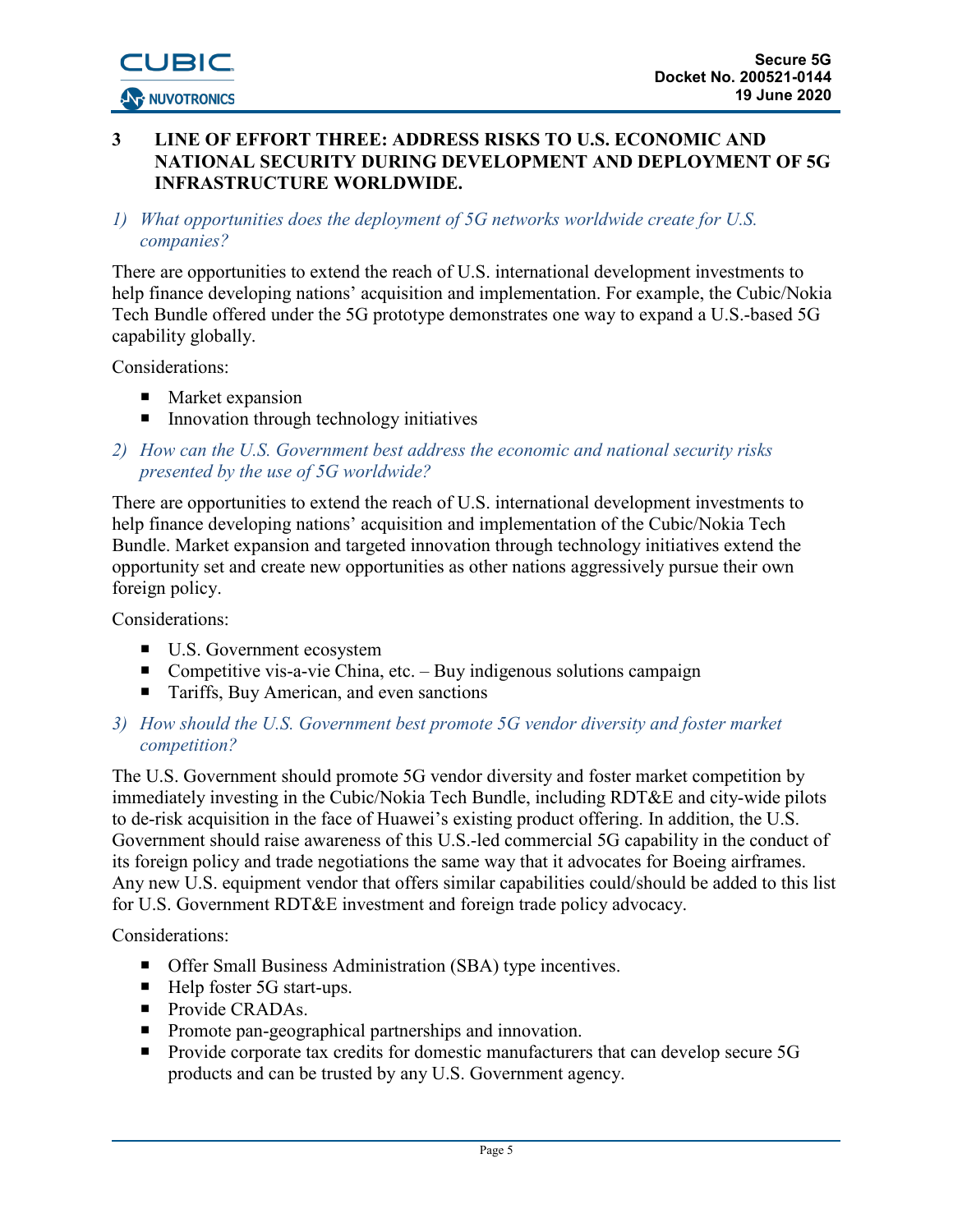# 3 LINE OF EFFORT THREE: ADDRESS RISKS TO U.S. ECONOMIC AND NATIONAL SECURITY DURING DEVELOPMENT AND DEPLOYMENT OF 5G INFRASTRUCTURE WORLDWIDE.

*1) What opportunities does the deployment of 5G networks worldwide create for U.S. companies?*

There are opportunities to extend the reach of U.S. international development investments to help finance developing nations' acquisition and implementation. For example, the Cubic/Nokia Tech Bundle offered under the 5G prototype demonstrates one way to expand a U.S.-based 5G capability globally.

Considerations:

- Market expansion
- Innovation through technology initiatives

*2) How can the U.S. Government best address the economic and national security risks presented by the use of 5G worldwide?*

There are opportunities to extend the reach of U.S. international development investments to help finance developing nations' acquisition and implementation of the Cubic/Nokia Tech Bundle. Market expansion and targeted innovation through technology initiatives extend the opportunity set and create new opportunities as other nations aggressively pursue their own foreign policy.

Considerations:

- U.S. Government ecosystem
- Competitive vis-a-vie China, etc. – Buy indigenous solutions campaign
- Tariffs, Buy American, and even sanctions

*3) How should the U.S. Government best promote 5G vendor diversity and foster market competition?*

The U.S. Government should promote 5G vendor diversity and foster market competition by immediately investing in the Cubic/Nokia Tech Bundle, including RDT&E and city-wide pilots to de-risk acquisition in the face of Huawei's existing product offering. In addition, the U.S. Government should raise awareness of this U.S.-led commercial 5G capability in the conduct of its foreign policy and trade negotiations the same way that it advocates for Boeing airframes. Any new U.S. equipment vendor that offers similar capabilities could/should be added to this list for U.S. Government RDT&E investment and foreign trade policy advocacy.

Considerations:

- Offer Small Business Administration (SBA) type incentives.
- Help foster 5G start-ups.
- Provide CRADAs.
- Promote pan-geographical partnerships and innovation.
- Provide corporate tax credits for domestic manufacturers that can develop secure 5G products and can be trusted by any U.S. Government agency.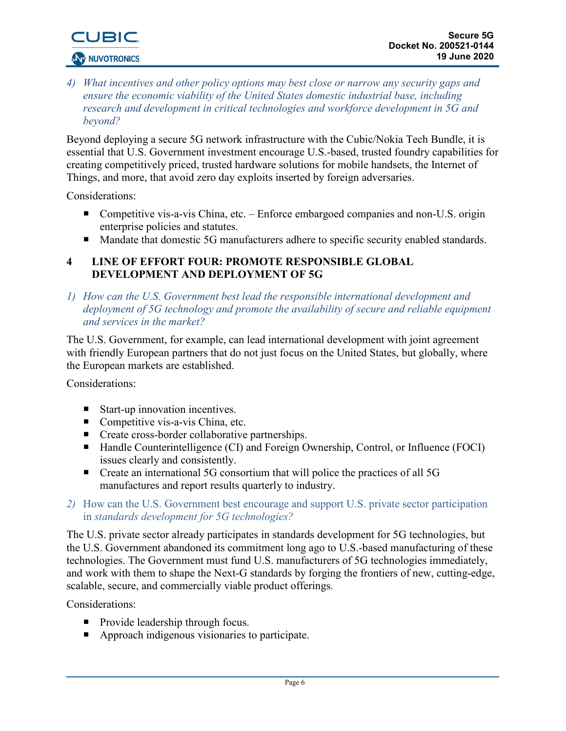*4) What incentives and other policy options may best close or narrow any security gaps and ensure the economic viability of the United States domestic industrial base, including research and development in critical technologies and workforce development in 5G and beyond?*

Beyond deploying a secure 5G network infrastructure with the Cubic/Nokia Tech Bundle, it is essential that U.S. Government investment encourage U.S.-based, trusted foundry capabilities for creating competitively priced, trusted hardware solutions for mobile handsets, the Internet of Things, and more, that avoid zero day exploits inserted by foreign adversaries.

Considerations:

- Competitive vis-a-vis China, etc. – Enforce embargoed companies and non-U.S. origin enterprise policies and statutes.
- Mandate that domestic 5G manufacturers adhere to specific security enabled standards.

## 4 LINE OF EFFORT FOUR: PROMOTE RESPONSIBLE GLOBAL DEVELOPMENT AND DEPLOYMENT OF 5G

*1) How can the U.S. Government best lead the responsible international development and deployment of 5G technology and promote the availability of secure and reliable equipment and services in the market?*

The U.S. Government, for example, can lead international development with joint agreement with friendly European partners that do not just focus on the United States, but globally, where the European markets are established.

Considerations:

- Start-up innovation incentives.
- Competitive vis-a-vis China, etc.
- Create cross-border collaborative partnerships.
- Handle Counterintelligence (CI) and Foreign Ownership, Control, or Influence (FOCI) issues clearly and consistently.
- Create an international 5G consortium that will police the practices of all 5G manufactures and report results quarterly to industry.

*2)* How can the U.S. Government best encourage and support U.S. private sector participation in *standards development for 5G technologies?*

The U.S. private sector already participates in standards development for 5G technologies, but the U.S. Government abandoned its commitment long ago to U.S.-based manufacturing of these technologies. The Government must fund U.S. manufacturers of 5G technologies immediately, and work with them to shape the Next-G standards by forging the frontiers of new, cutting-edge, scalable, secure, and commercially viable product offerings.

Considerations:

- Provide leadership through focus.
- Approach indigenous visionaries to participate.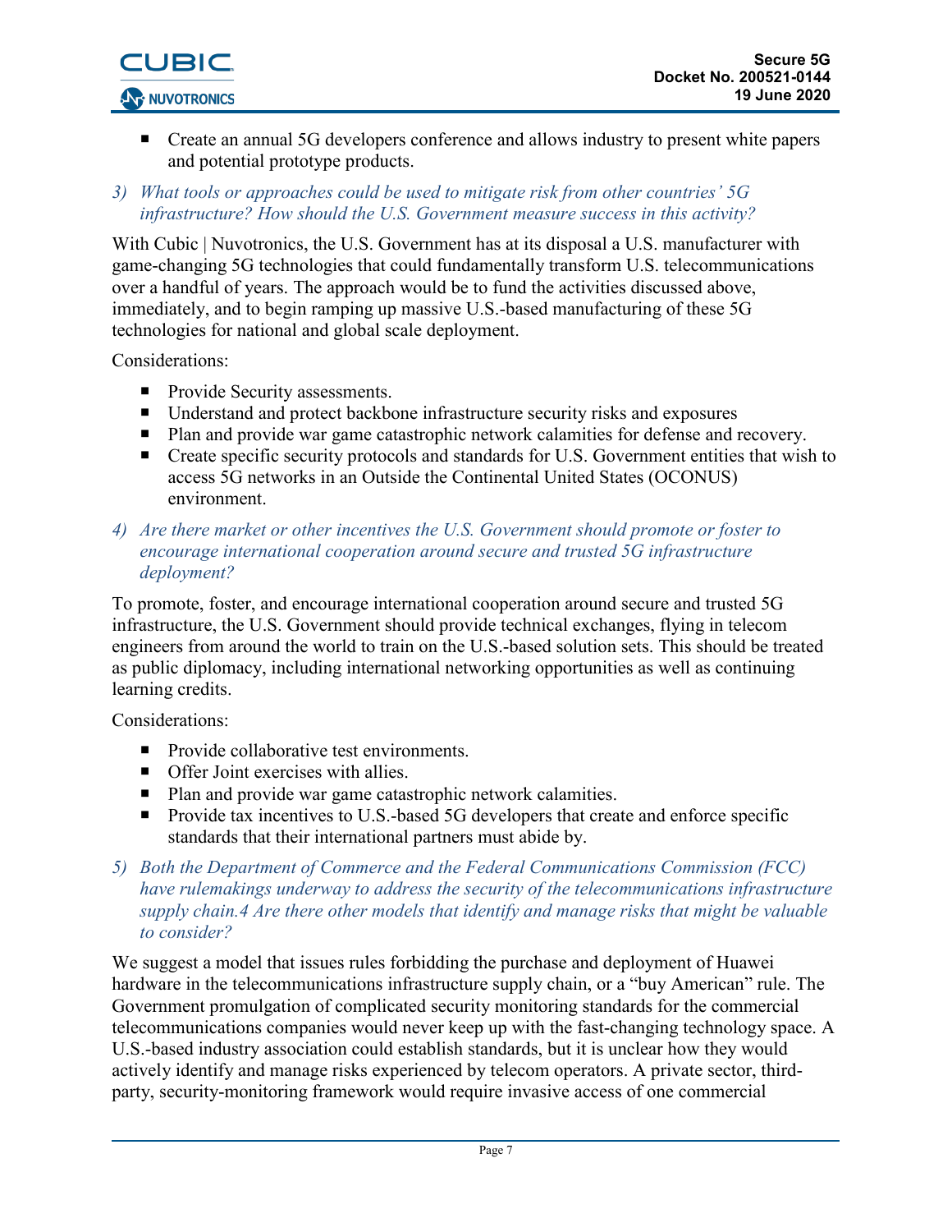- Create an annual 5G developers conference and allows industry to present white papers and potential prototype products.

3) *What tools or approaches could be used to mitigate risk from other countries' 5G infrastructure? How should the U.S. Government measure success in this activity?*

With Cubic | Nuvotronics, the U.S. Government has at its disposal a U.S. manufacturer with game-changing 5G technologies that could fundamentally transform U.S. telecommunications over a handful of years. The approach would be to fund the activities discussed above, immediately, and to begin ramping up massive U.S.-based manufacturing of these 5G technologies for national and global scale deployment.

Considerations:

- Provide Security assessments.
- Understand and protect backbone infrastructure security risks and exposures
- Plan and provide war game catastrophic network calamities for defense and recovery.
- Create specific security protocols and standards for U.S. Government entities that wish to access 5G networks in an Outside the Continental United States (OCONUS) environment.

4) *Are there market or other incentives the U.S. Government should promote or foster to encourage international cooperation around secure and trusted 5G infrastructure deployment?*

To promote, foster, and encourage international cooperation around secure and trusted 5G infrastructure, the U.S. Government should provide technical exchanges, flying in telecom engineers from around the world to train on the U.S.-based solution sets. This should be treated as public diplomacy, including international networking opportunities as well as continuing learning credits.

Considerations:

- Provide collaborative test environments.
- Offer Joint exercises with allies.
- Plan and provide war game catastrophic network calamities.
- Provide tax incentives to U.S.-based 5G developers that create and enforce specific standards that their international partners must abide by.

5) *Both the Department of Commerce and the Federal Communications Commission (FCC) have rulemakings underway to address the security of the telecommunications infrastructure supply chain.4 Are there other models that identify and manage risks that might be valuable to consider?*

We suggest a model that issues rules forbidding the purchase and deployment of Huawei hardware in the telecommunications infrastructure supply chain, or a "buy American" rule. The Government promulgation of complicated security monitoring standards for the commercial telecommunications companies would never keep up with the fast-changing technology space. A U.S.-based industry association could establish standards, but it is unclear how they would actively identify and manage risks experienced by telecom operators. A private sector, third-party, security-monitoring framework would require invasive access of one commercial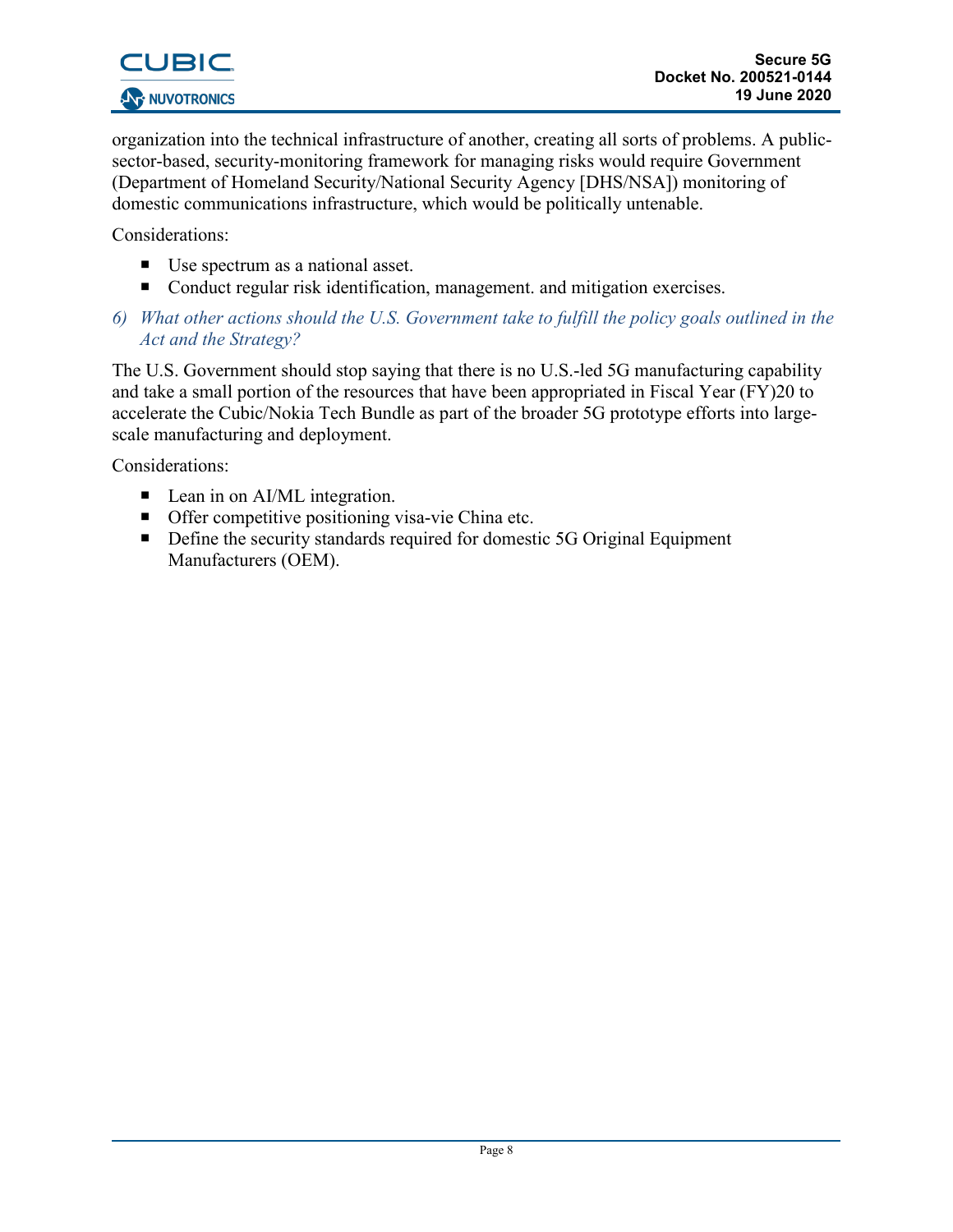organization into the technical infrastructure of another, creating all sorts of problems. A public-sector-based, security-monitoring framework for managing risks would require Government (Department of Homeland Security/National Security Agency [DHS/NSA]) monitoring of domestic communications infrastructure, which would be politically untenable.

Considerations:

- Use spectrum as a national asset.
- Conduct regular risk identification, management. and mitigation exercises.

*6) What other actions should the U.S. Government take to fulfill the policy goals outlined in the Act and the Strategy?*

The U.S. Government should stop saying that there is no U.S.-led 5G manufacturing capability and take a small portion of the resources that have been appropriated in Fiscal Year (FY)20 to accelerate the Cubic/Nokia Tech Bundle as part of the broader 5G prototype efforts into large-scale manufacturing and deployment.

Considerations:

- Lean in on AI/ML integration.
- Offer competitive positioning visa-vie China etc.
- Define the security standards required for domestic 5G Original Equipment Manufacturers (OEM).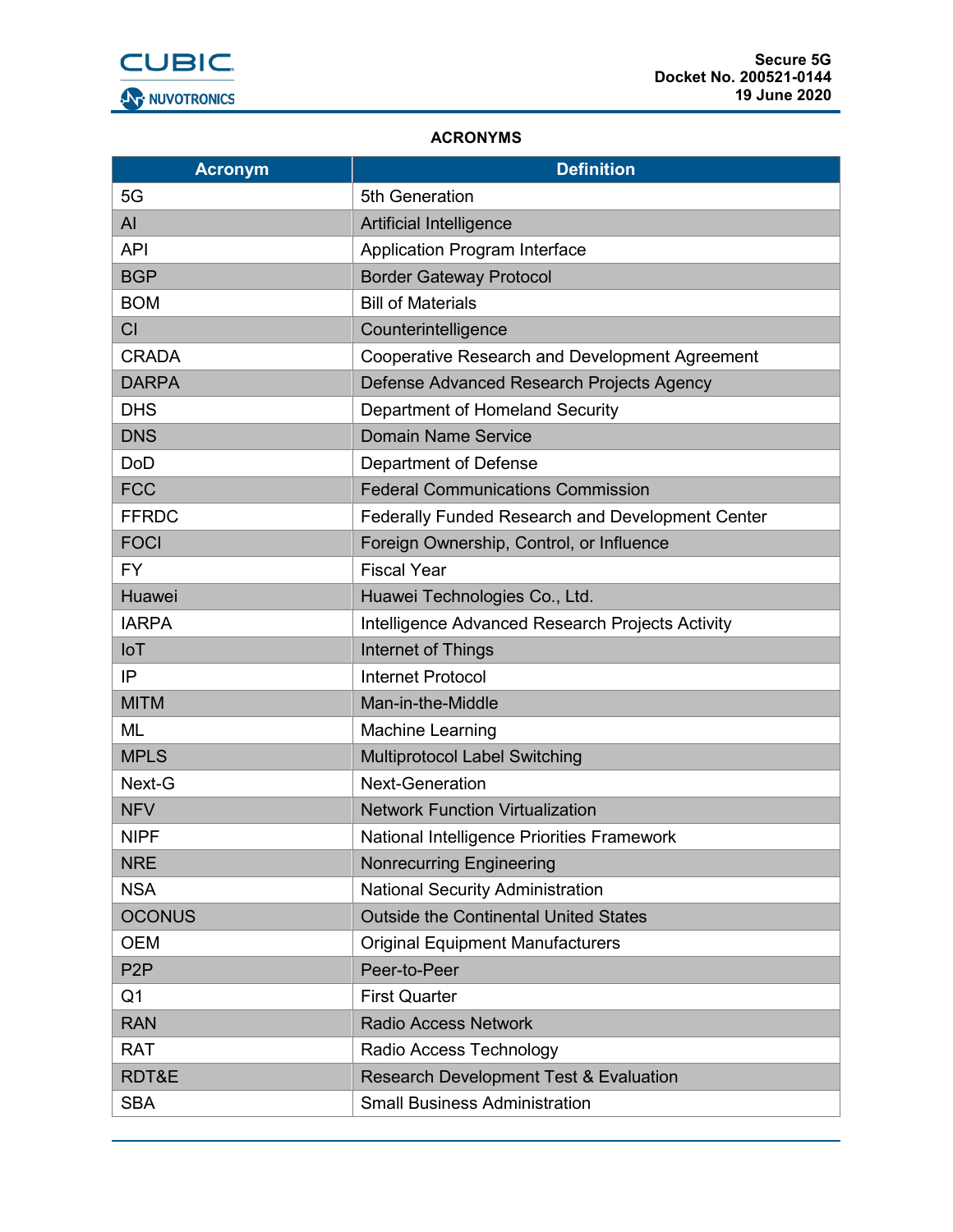## ACRONYMS

| Acronym | Definition |
|---|---|
| 5G | 5th Generation |
| AI | Artificial Intelligence |
| API | Application Program Interface |
| BGP | Border Gateway Protocol |
| BOM | Bill of Materials |
| CI | Counterintelligence |
| CRADA | Cooperative Research and Development Agreement |
| DARPA | Defense Advanced Research Projects Agency |
| DHS | Department of Homeland Security |
| DNS | Domain Name Service |
| DoD | Department of Defense |
| FCC | Federal Communications Commission |
| FFRDC | Federally Funded Research and Development Center |
| FOCI | Foreign Ownership, Control, or Influence |
| FY | Fiscal Year |
| Huawei | Huawei Technologies Co., Ltd. |
| IARPA | Intelligence Advanced Research Projects Activity |
| IoT | Internet of Things |
| IP | Internet Protocol |
| MITM | Man-in-the-Middle |
| ML | Machine Learning |
| MPLS | Multiprotocol Label Switching |
| Next-G | Next-Generation |
| NFV | Network Function Virtualization |
| NIPF | National Intelligence Priorities Framework |
| NRE | Nonrecurring Engineering |
| NSA | National Security Administration |
| OCONUS | Outside the Continental United States |
| OEM | Original Equipment Manufacturers |
| P2P | Peer-to-Peer |
| Q1 | First Quarter |
| RAN | Radio Access Network |
| RAT | Radio Access Technology |
| RDT&E | Research Development Test & Evaluation |
| SBA | Small Business Administration |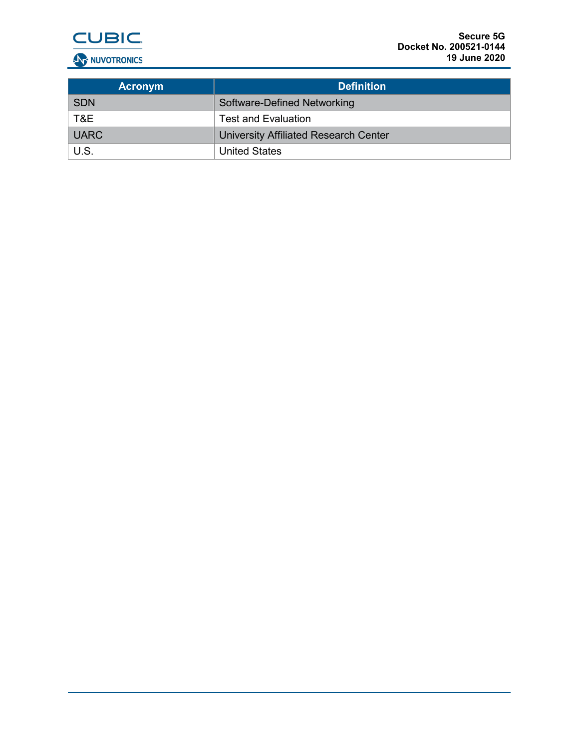| Acronym | Definition |
| --- | --- |
| SDN | Software-Defined Networking |
| T&E | Test and Evaluation |
| UARC | University Affiliated Research Center |
| U.S. | United States |